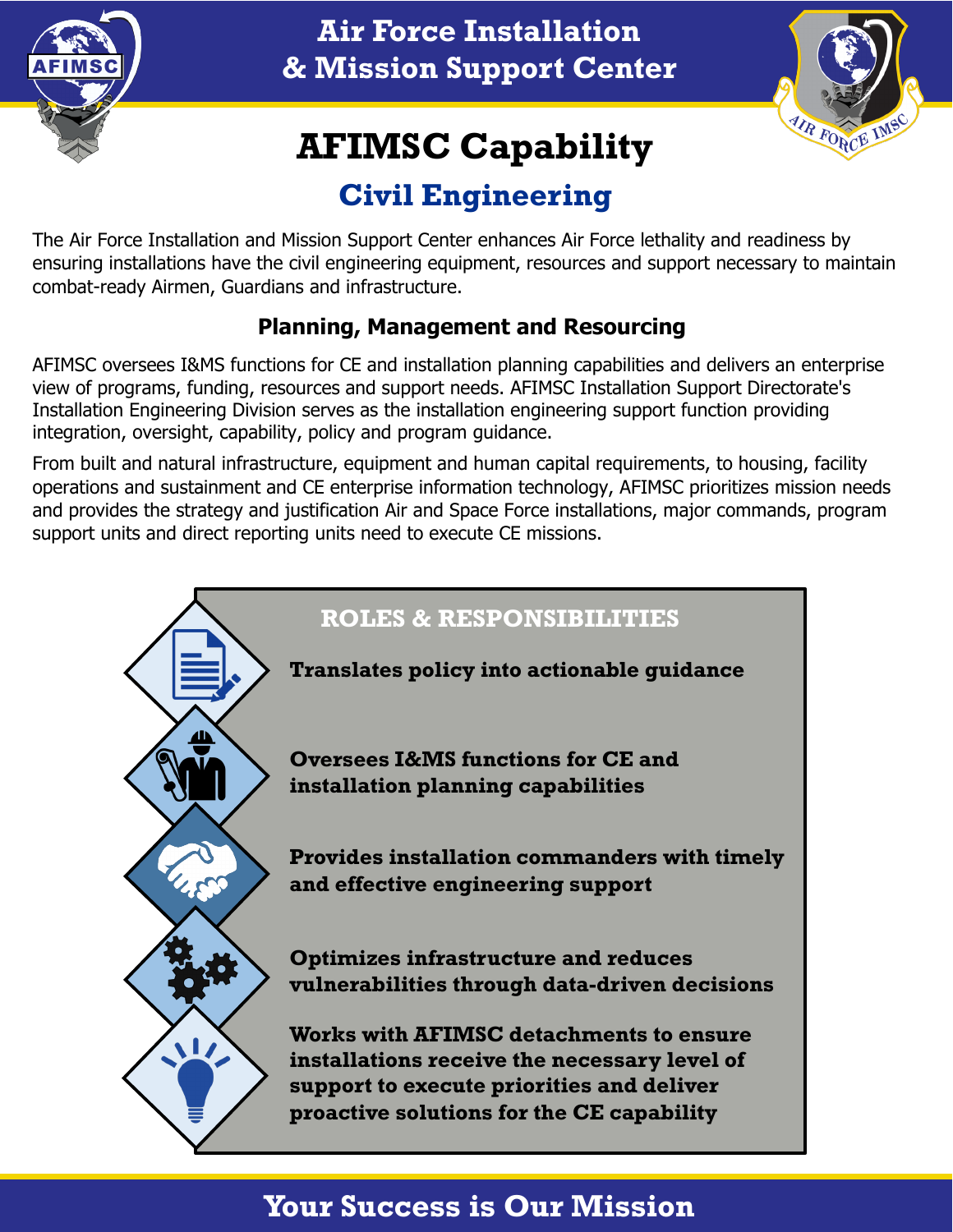# Air Force Installation & Mission Support Center

# AFIMSC Capability

## Civil Engineering

The Air Force Installation and Mission Support Center enhances Air Force lethality and readiness by ensuring installations have the civil engineering equipment, resources and support necessary to maintain combat-ready Airmen, Guardians and infrastructure.

### Planning, Management and Resourcing

AFIMSC oversees I&MS functions for CE and installation planning capabilities and delivers an enterprise view of programs, funding, resources and support needs. AFIMSC Installation Support Directorate's Installation Engineering Division serves as the installation engineering support function providing integration, oversight, capability, policy and program guidance.

From built and natural infrastructure, equipment and human capital requirements, to housing, facility operations and sustainment and CE enterprise information technology, AFIMSC prioritizes mission needs and provides the strategy and justification Air and Space Force installations, major commands, program support units and direct reporting units need to execute CE missions.

### ROLES & RESPONSIBILITIES

- **Translates policy into actionable guidance**
- **Oversees I&MS functions for CE and installation planning capabilities**
- **Provides installation commanders with timely and effective engineering support**
- **Optimizes infrastructure and reduces vulnerabilities through data-driven decisions**
- **Works with AFIMSC detachments to ensure installations receive the necessary level of support to execute priorities and deliver proactive solutions for the CE capability**

**Your Success is Our Mission**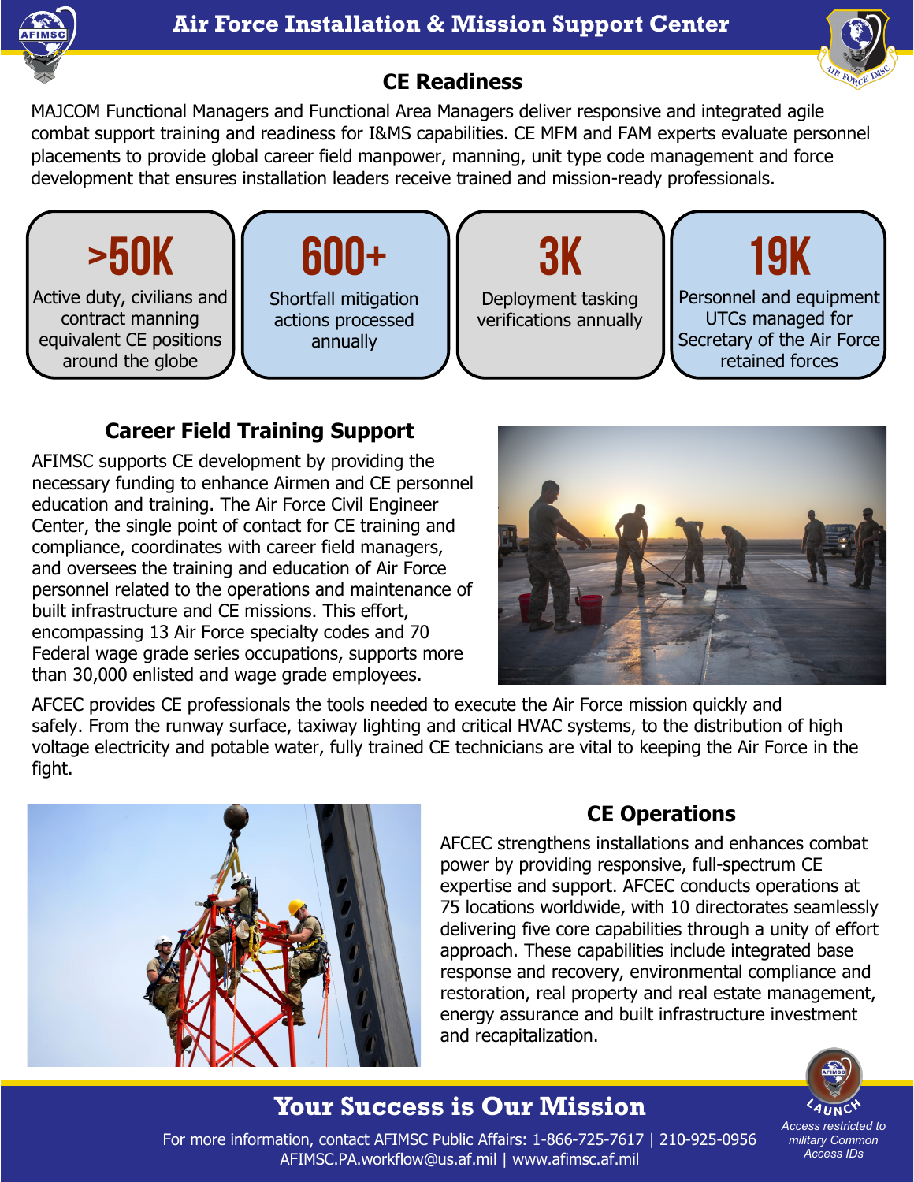## CE Readiness

MAJCOM Functional Managers and Functional Area Managers deliver responsive and integrated agile combat support training and readiness for I&MS capabilities. CE MFM and FAM experts evaluate personnel placements to provide global career field manpower, manning, unit type code management and force development that ensures installation leaders receive trained and mission-ready professionals.

**>50K**
Active duty, civilians and contract manning equivalent CE positions around the globe

**600+**
Shortfall mitigation actions processed annually

**3K**
Deployment tasking verifications annually

**19K**
Personnel and equipment UTCs managed for Secretary of the Air Force retained forces

## Career Field Training Support

AFIMSC supports CE development by providing the necessary funding to enhance Airmen and CE personnel education and training. The Air Force Civil Engineer Center, the single point of contact for CE training and compliance, coordinates with career field managers, and oversees the training and education of Air Force personnel related to the operations and maintenance of built infrastructure and CE missions. This effort, encompassing 13 Air Force specialty codes and 70 Federal wage grade series occupations, supports more than 30,000 enlisted and wage grade employees.

AFCEC provides CE professionals the tools needed to execute the Air Force mission quickly and safely. From the runway surface, taxiway lighting and critical HVAC systems, to the distribution of high voltage electricity and potable water, fully trained CE technicians are vital to keeping the Air Force in the fight.

## CE Operations

AFCEC strengthens installations and enhances combat power by providing responsive, full-spectrum CE expertise and support. AFCEC conducts operations at 75 locations worldwide, with 10 directorates seamlessly delivering five core capabilities through a unity of effort approach. These capabilities include integrated base response and recovery, environmental compliance and restoration, real property and real estate management, energy assurance and built infrastructure investment and recapitalization.

**Your Success is Our Mission**

For more information, contact AFIMSC Public Affairs: 1-866-725-7617 | 210-925-0956
AFIMSC.PA.workflow@us.af.mil | www.afimsc.af.mil

LAUNCH
*Access restricted to military Common Access IDs*